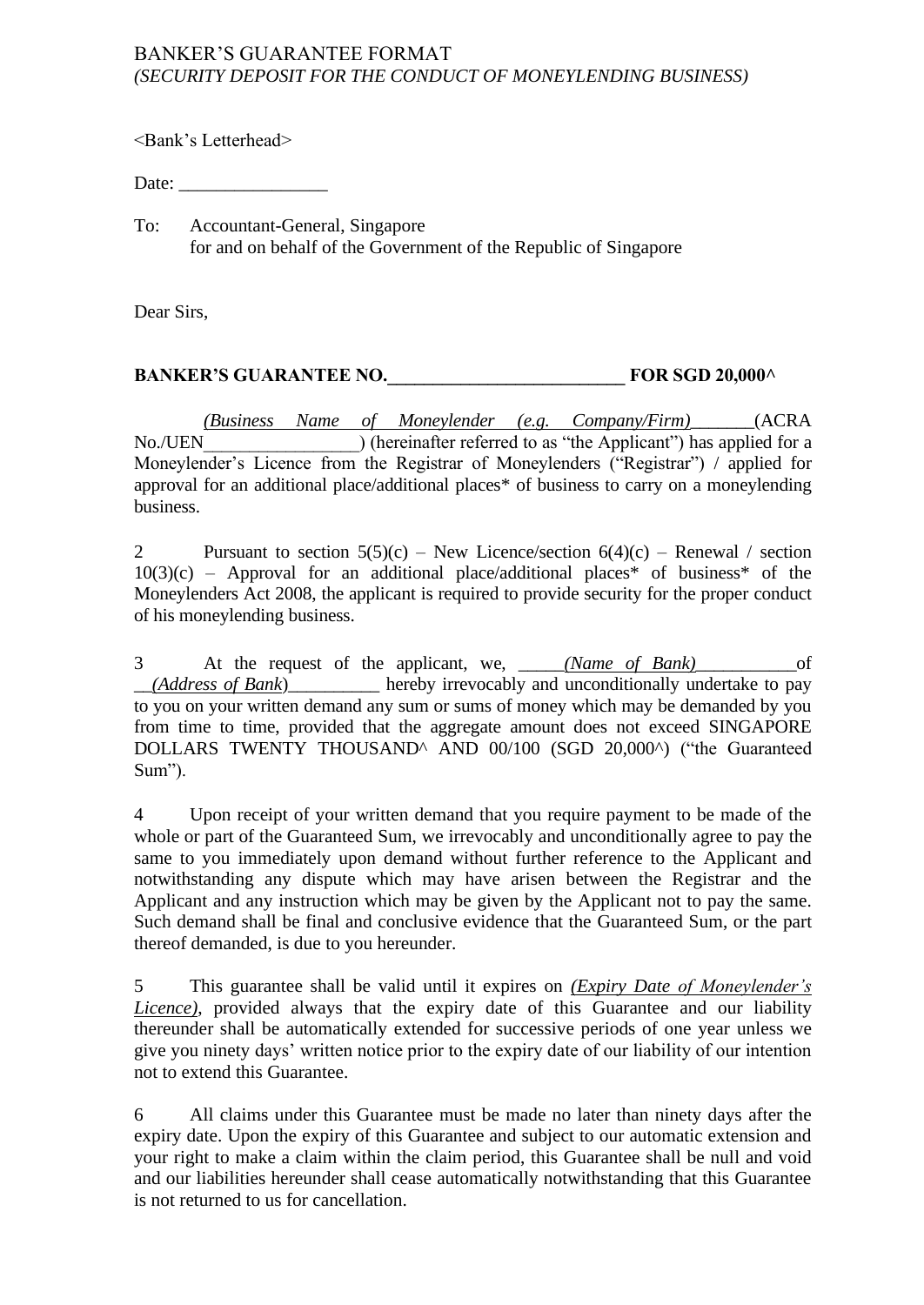BANKER'S GUARANTEE FORMAT
*(SECURITY DEPOSIT FOR THE CONDUCT OF MONEYLENDING BUSINESS)*

<Bank's Letterhead>

Date: ________________

To: Accountant-General, Singapore
for and on behalf of the Government of the Republic of Singapore

Dear Sirs,

**BANKER'S GUARANTEE NO.__________________________ FOR SGD 20,000^**

*(Business Name of Moneylender (e.g. Company/Firm)*_______(ACRA No./UEN_________________) (hereinafter referred to as "the Applicant") has applied for a Moneylender's Licence from the Registrar of Moneylenders ("Registrar") / applied for approval for an additional place/additional places* of business to carry on a moneylending business.

2 Pursuant to section 5(5)(c) – New Licence/section 6(4)(c) – Renewal / section 10(3)(c) – Approval for an additional place/additional places* of business* of the Moneylenders Act 2008, the applicant is required to provide security for the proper conduct of his moneylending business.

3 At the request of the applicant, we, _____*(Name of Bank)*___________of __*(Address of Bank*)__________ hereby irrevocably and unconditionally undertake to pay to you on your written demand any sum or sums of money which may be demanded by you from time to time, provided that the aggregate amount does not exceed SINGAPORE DOLLARS TWENTY THOUSAND^ AND 00/100 (SGD 20,000^) ("the Guaranteed Sum").

4 Upon receipt of your written demand that you require payment to be made of the whole or part of the Guaranteed Sum, we irrevocably and unconditionally agree to pay the same to you immediately upon demand without further reference to the Applicant and notwithstanding any dispute which may have arisen between the Registrar and the Applicant and any instruction which may be given by the Applicant not to pay the same. Such demand shall be final and conclusive evidence that the Guaranteed Sum, or the part thereof demanded, is due to you hereunder.

5 This guarantee shall be valid until it expires on *(Expiry Date of Moneylender's Licence)*, provided always that the expiry date of this Guarantee and our liability thereunder shall be automatically extended for successive periods of one year unless we give you ninety days' written notice prior to the expiry date of our liability of our intention not to extend this Guarantee.

6 All claims under this Guarantee must be made no later than ninety days after the expiry date. Upon the expiry of this Guarantee and subject to our automatic extension and your right to make a claim within the claim period, this Guarantee shall be null and void and our liabilities hereunder shall cease automatically notwithstanding that this Guarantee is not returned to us for cancellation.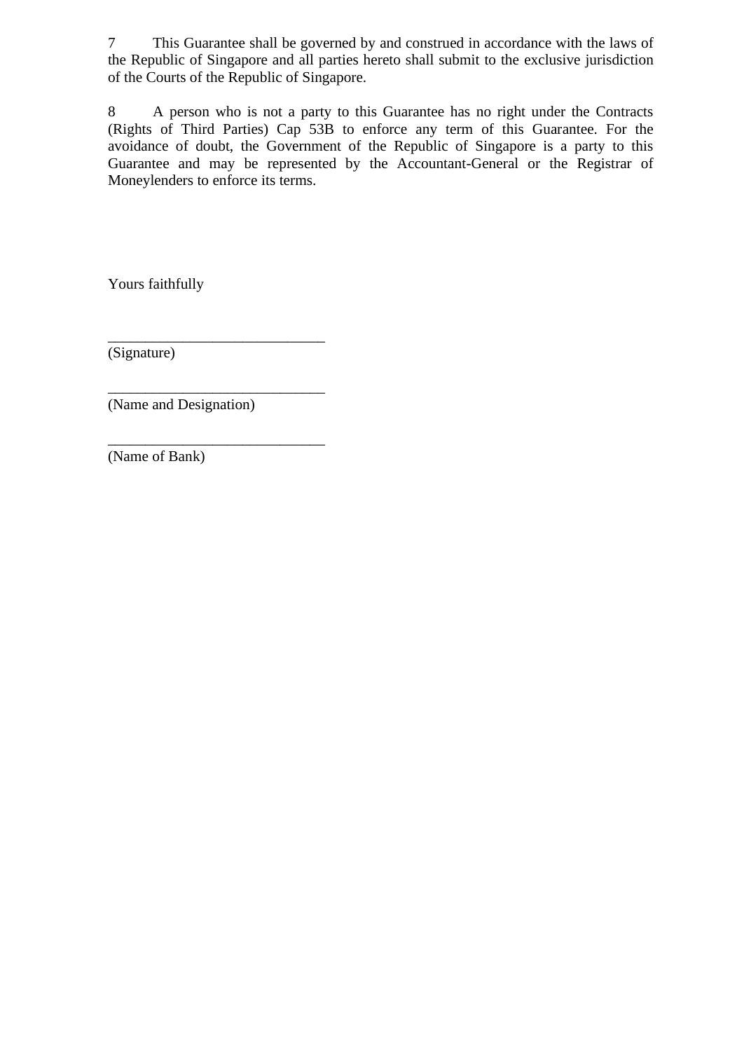7 This Guarantee shall be governed by and construed in accordance with the laws of the Republic of Singapore and all parties hereto shall submit to the exclusive jurisdiction of the Courts of the Republic of Singapore.

8 A person who is not a party to this Guarantee has no right under the Contracts (Rights of Third Parties) Cap 53B to enforce any term of this Guarantee. For the avoidance of doubt, the Government of the Republic of Singapore is a party to this Guarantee and may be represented by the Accountant-General or the Registrar of Moneylenders to enforce its terms.

Yours faithfully

_____________________________
(Signature)

_____________________________
(Name and Designation)

_____________________________
(Name of Bank)